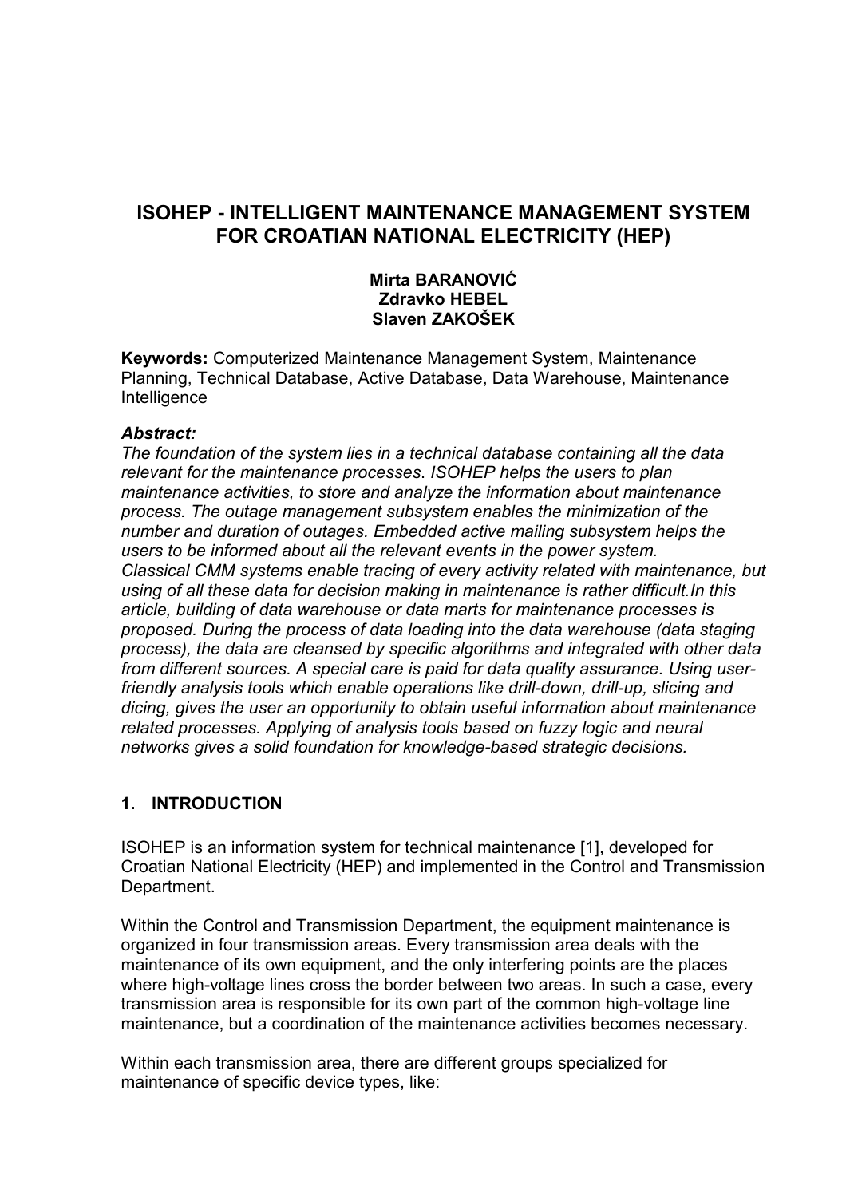# ISOHEP - INTELLIGENT MAINTENANCE MANAGEMENT SYSTEM FOR CROATIAN NATIONAL ELECTRICITY (HEP)

**Mirta BARANOVIĆ**
**Zdravko HEBEL**
**Slaven ZAKOŠEK**

**Keywords:** Computerized Maintenance Management System, Maintenance Planning, Technical Database, Active Database, Data Warehouse, Maintenance Intelligence

***Abstract:***

*The foundation of the system lies in a technical database containing all the data relevant for the maintenance processes. ISOHEP helps the users to plan maintenance activities, to store and analyze the information about maintenance process. The outage management subsystem enables the minimization of the number and duration of outages. Embedded active mailing subsystem helps the users to be informed about all the relevant events in the power system. Classical CMM systems enable tracing of every activity related with maintenance, but using of all these data for decision making in maintenance is rather difficult.In this article, building of data warehouse or data marts for maintenance processes is proposed. During the process of data loading into the data warehouse (data staging process), the data are cleansed by specific algorithms and integrated with other data from different sources. A special care is paid for data quality assurance. Using user-friendly analysis tools which enable operations like drill-down, drill-up, slicing and dicing, gives the user an opportunity to obtain useful information about maintenance related processes. Applying of analysis tools based on fuzzy logic and neural networks gives a solid foundation for knowledge-based strategic decisions.*

## 1. INTRODUCTION

ISOHEP is an information system for technical maintenance [1], developed for Croatian National Electricity (HEP) and implemented in the Control and Transmission Department.

Within the Control and Transmission Department, the equipment maintenance is organized in four transmission areas. Every transmission area deals with the maintenance of its own equipment, and the only interfering points are the places where high-voltage lines cross the border between two areas. In such a case, every transmission area is responsible for its own part of the common high-voltage line maintenance, but a coordination of the maintenance activities becomes necessary.

Within each transmission area, there are different groups specialized for maintenance of specific device types, like: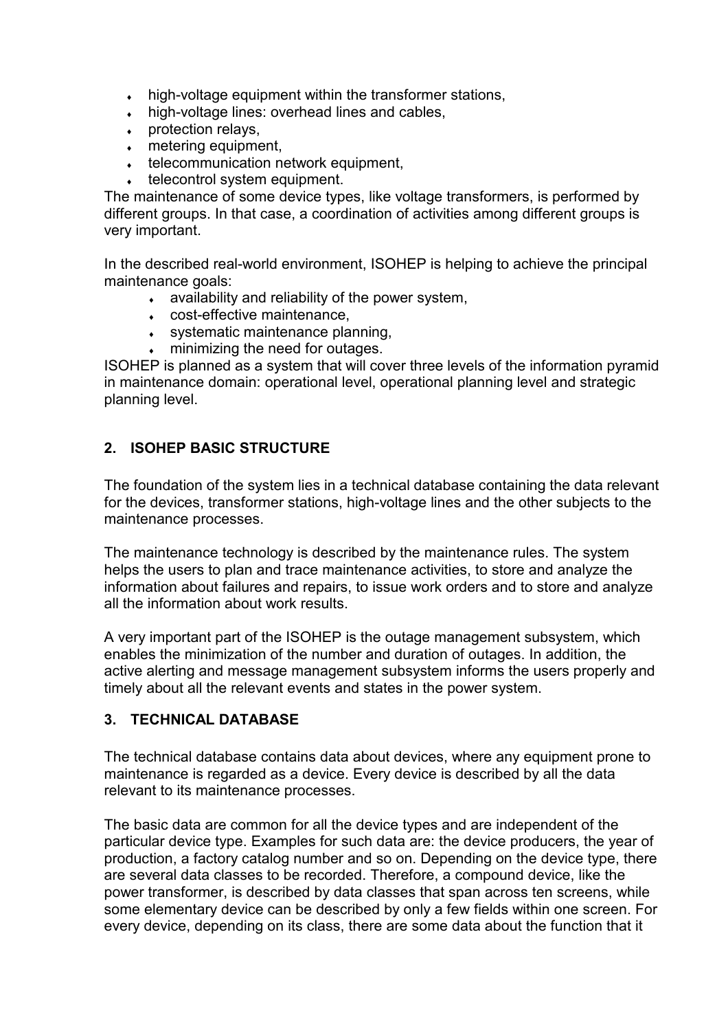- high-voltage equipment within the transformer stations,
- high-voltage lines: overhead lines and cables,
- protection relays,
- metering equipment,
- telecommunication network equipment,
- telecontrol system equipment.

The maintenance of some device types, like voltage transformers, is performed by different groups. In that case, a coordination of activities among different groups is very important.

In the described real-world environment, ISOHEP is helping to achieve the principal maintenance goals:

- availability and reliability of the power system,
- cost-effective maintenance,
- systematic maintenance planning,
- minimizing the need for outages.

ISOHEP is planned as a system that will cover three levels of the information pyramid in maintenance domain: operational level, operational planning level and strategic planning level.

## 2. ISOHEP BASIC STRUCTURE

The foundation of the system lies in a technical database containing the data relevant for the devices, transformer stations, high-voltage lines and the other subjects to the maintenance processes.

The maintenance technology is described by the maintenance rules. The system helps the users to plan and trace maintenance activities, to store and analyze the information about failures and repairs, to issue work orders and to store and analyze all the information about work results.

A very important part of the ISOHEP is the outage management subsystem, which enables the minimization of the number and duration of outages. In addition, the active alerting and message management subsystem informs the users properly and timely about all the relevant events and states in the power system.

## 3. TECHNICAL DATABASE

The technical database contains data about devices, where any equipment prone to maintenance is regarded as a device. Every device is described by all the data relevant to its maintenance processes.

The basic data are common for all the device types and are independent of the particular device type. Examples for such data are: the device producers, the year of production, a factory catalog number and so on. Depending on the device type, there are several data classes to be recorded. Therefore, a compound device, like the power transformer, is described by data classes that span across ten screens, while some elementary device can be described by only a few fields within one screen. For every device, depending on its class, there are some data about the function that it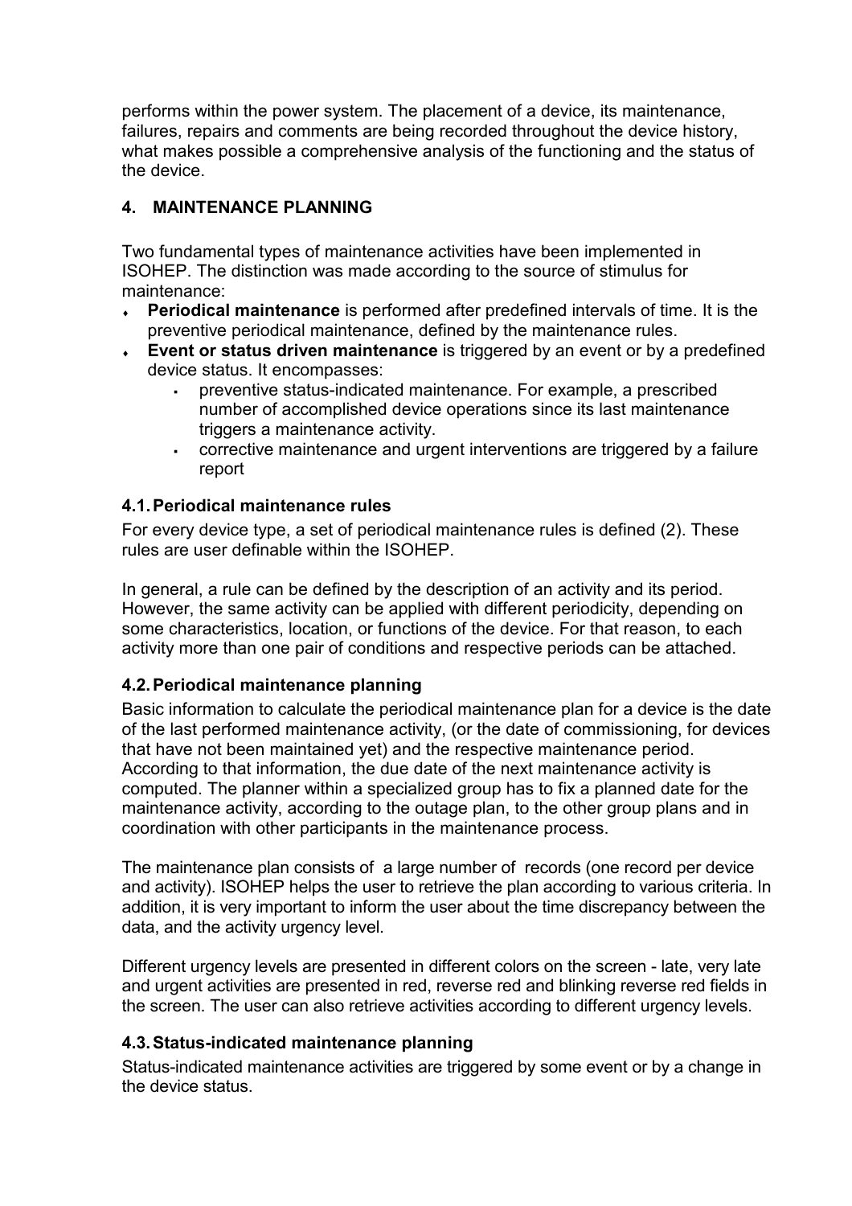performs within the power system. The placement of a device, its maintenance, failures, repairs and comments are being recorded throughout the device history, what makes possible a comprehensive analysis of the functioning and the status of the device.

## 4. MAINTENANCE PLANNING

Two fundamental types of maintenance activities have been implemented in ISOHEP. The distinction was made according to the source of stimulus for maintenance:

- **Periodical maintenance** is performed after predefined intervals of time. It is the preventive periodical maintenance, defined by the maintenance rules.
- **Event or status driven maintenance** is triggered by an event or by a predefined device status. It encompasses:
    - preventive status-indicated maintenance. For example, a prescribed number of accomplished device operations since its last maintenance triggers a maintenance activity.
    - corrective maintenance and urgent interventions are triggered by a failure report

### 4.1. Periodical maintenance rules

For every device type, a set of periodical maintenance rules is defined (2). These rules are user definable within the ISOHEP.

In general, a rule can be defined by the description of an activity and its period. However, the same activity can be applied with different periodicity, depending on some characteristics, location, or functions of the device. For that reason, to each activity more than one pair of conditions and respective periods can be attached.

### 4.2. Periodical maintenance planning

Basic information to calculate the periodical maintenance plan for a device is the date of the last performed maintenance activity, (or the date of commissioning, for devices that have not been maintained yet) and the respective maintenance period. According to that information, the due date of the next maintenance activity is computed. The planner within a specialized group has to fix a planned date for the maintenance activity, according to the outage plan, to the other group plans and in coordination with other participants in the maintenance process.

The maintenance plan consists of a large number of records (one record per device and activity). ISOHEP helps the user to retrieve the plan according to various criteria. In addition, it is very important to inform the user about the time discrepancy between the data, and the activity urgency level.

Different urgency levels are presented in different colors on the screen - late, very late and urgent activities are presented in red, reverse red and blinking reverse red fields in the screen. The user can also retrieve activities according to different urgency levels.

### 4.3. Status-indicated maintenance planning

Status-indicated maintenance activities are triggered by some event or by a change in the device status.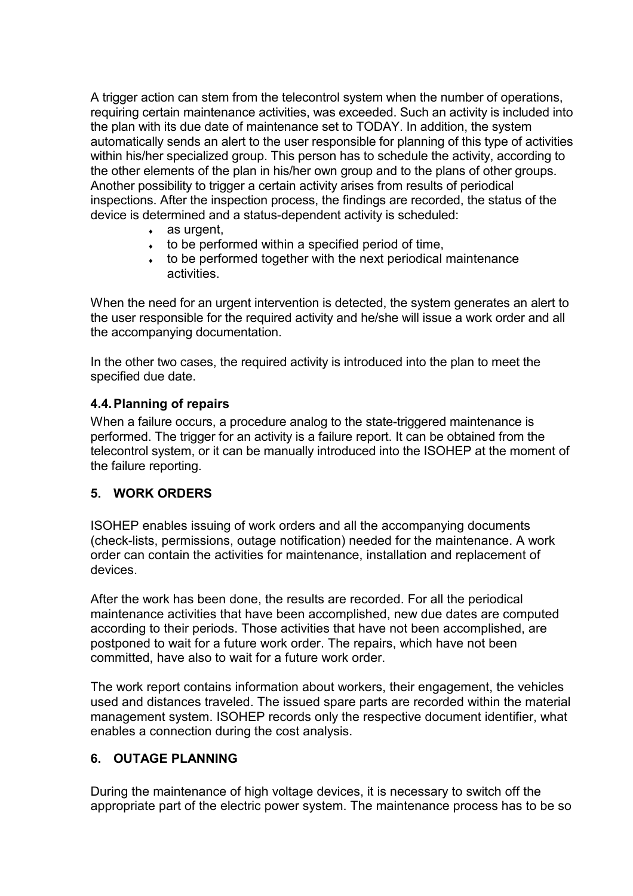A trigger action can stem from the telecontrol system when the number of operations, requiring certain maintenance activities, was exceeded. Such an activity is included into the plan with its due date of maintenance set to TODAY. In addition, the system automatically sends an alert to the user responsible for planning of this type of activities within his/her specialized group. This person has to schedule the activity, according to the other elements of the plan in his/her own group and to the plans of other groups. Another possibility to trigger a certain activity arises from results of periodical inspections. After the inspection process, the findings are recorded, the status of the device is determined and a status-dependent activity is scheduled:

- as urgent,
- to be performed within a specified period of time,
- to be performed together with the next periodical maintenance activities.

When the need for an urgent intervention is detected, the system generates an alert to the user responsible for the required activity and he/she will issue a work order and all the accompanying documentation.

In the other two cases, the required activity is introduced into the plan to meet the specified due date.

### 4.4. Planning of repairs

When a failure occurs, a procedure analog to the state-triggered maintenance is performed. The trigger for an activity is a failure report. It can be obtained from the telecontrol system, or it can be manually introduced into the ISOHEP at the moment of the failure reporting.

## 5. WORK ORDERS

ISOHEP enables issuing of work orders and all the accompanying documents (check-lists, permissions, outage notification) needed for the maintenance. A work order can contain the activities for maintenance, installation and replacement of devices.

After the work has been done, the results are recorded. For all the periodical maintenance activities that have been accomplished, new due dates are computed according to their periods. Those activities that have not been accomplished, are postponed to wait for a future work order. The repairs, which have not been committed, have also to wait for a future work order.

The work report contains information about workers, their engagement, the vehicles used and distances traveled. The issued spare parts are recorded within the material management system. ISOHEP records only the respective document identifier, what enables a connection during the cost analysis.

## 6. OUTAGE PLANNING

During the maintenance of high voltage devices, it is necessary to switch off the appropriate part of the electric power system. The maintenance process has to be so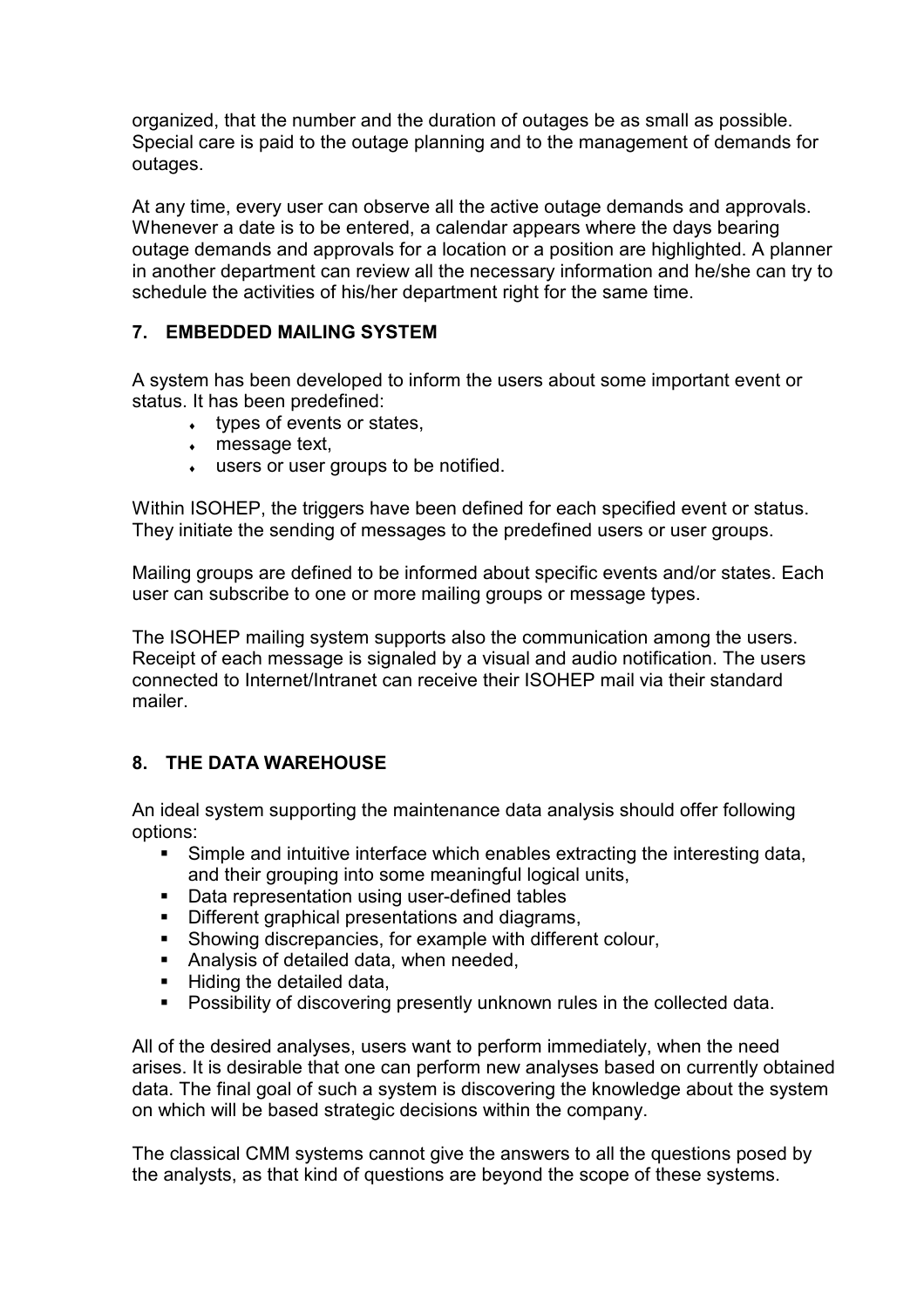organized, that the number and the duration of outages be as small as possible. Special care is paid to the outage planning and to the management of demands for outages.

At any time, every user can observe all the active outage demands and approvals. Whenever a date is to be entered, a calendar appears where the days bearing outage demands and approvals for a location or a position are highlighted. A planner in another department can review all the necessary information and he/she can try to schedule the activities of his/her department right for the same time.

## 7. EMBEDDED MAILING SYSTEM

A system has been developed to inform the users about some important event or status. It has been predefined:

- types of events or states,
- message text,
- users or user groups to be notified.

Within ISOHEP, the triggers have been defined for each specified event or status. They initiate the sending of messages to the predefined users or user groups.

Mailing groups are defined to be informed about specific events and/or states. Each user can subscribe to one or more mailing groups or message types.

The ISOHEP mailing system supports also the communication among the users. Receipt of each message is signaled by a visual and audio notification. The users connected to Internet/Intranet can receive their ISOHEP mail via their standard mailer.

## 8. THE DATA WAREHOUSE

An ideal system supporting the maintenance data analysis should offer following options:

- Simple and intuitive interface which enables extracting the interesting data, and their grouping into some meaningful logical units,
- Data representation using user-defined tables
- Different graphical presentations and diagrams,
- Showing discrepancies, for example with different colour,
- Analysis of detailed data, when needed,
- Hiding the detailed data,
- Possibility of discovering presently unknown rules in the collected data.

All of the desired analyses, users want to perform immediately, when the need arises. It is desirable that one can perform new analyses based on currently obtained data. The final goal of such a system is discovering the knowledge about the system on which will be based strategic decisions within the company.

The classical CMM systems cannot give the answers to all the questions posed by the analysts, as that kind of questions are beyond the scope of these systems.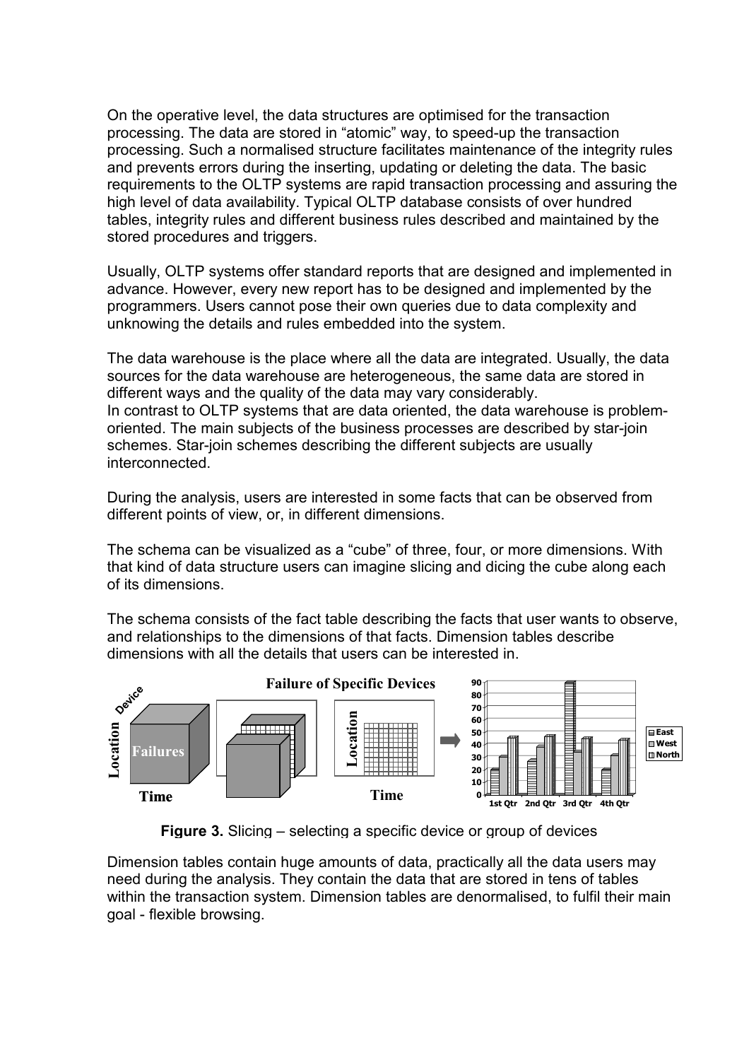On the operative level, the data structures are optimised for the transaction processing. The data are stored in "atomic" way, to speed-up the transaction processing. Such a normalised structure facilitates maintenance of the integrity rules and prevents errors during the inserting, updating or deleting the data. The basic requirements to the OLTP systems are rapid transaction processing and assuring the high level of data availability. Typical OLTP database consists of over hundred tables, integrity rules and different business rules described and maintained by the stored procedures and triggers.

Usually, OLTP systems offer standard reports that are designed and implemented in advance. However, every new report has to be designed and implemented by the programmers. Users cannot pose their own queries due to data complexity and unknowing the details and rules embedded into the system.

The data warehouse is the place where all the data are integrated. Usually, the data sources for the data warehouse are heterogeneous, the same data are stored in different ways and the quality of the data may vary considerably.
In contrast to OLTP systems that are data oriented, the data warehouse is problem-oriented. The main subjects of the business processes are described by star-join schemes. Star-join schemes describing the different subjects are usually interconnected.

During the analysis, users are interested in some facts that can be observed from different points of view, or, in different dimensions.

The schema can be visualized as a "cube" of three, four, or more dimensions. With that kind of data structure users can imagine slicing and dicing the cube along each of its dimensions.

The schema consists of the fact table describing the facts that user wants to observe, and relationships to the dimensions of that facts. Dimension tables describe dimensions with all the details that users can be interested in.

**Figure 3.** Slicing – selecting a specific device or group of devices

Dimension tables contain huge amounts of data, practically all the data users may need during the analysis. They contain the data that are stored in tens of tables within the transaction system. Dimension tables are denormalised, to fulfil their main goal - flexible browsing.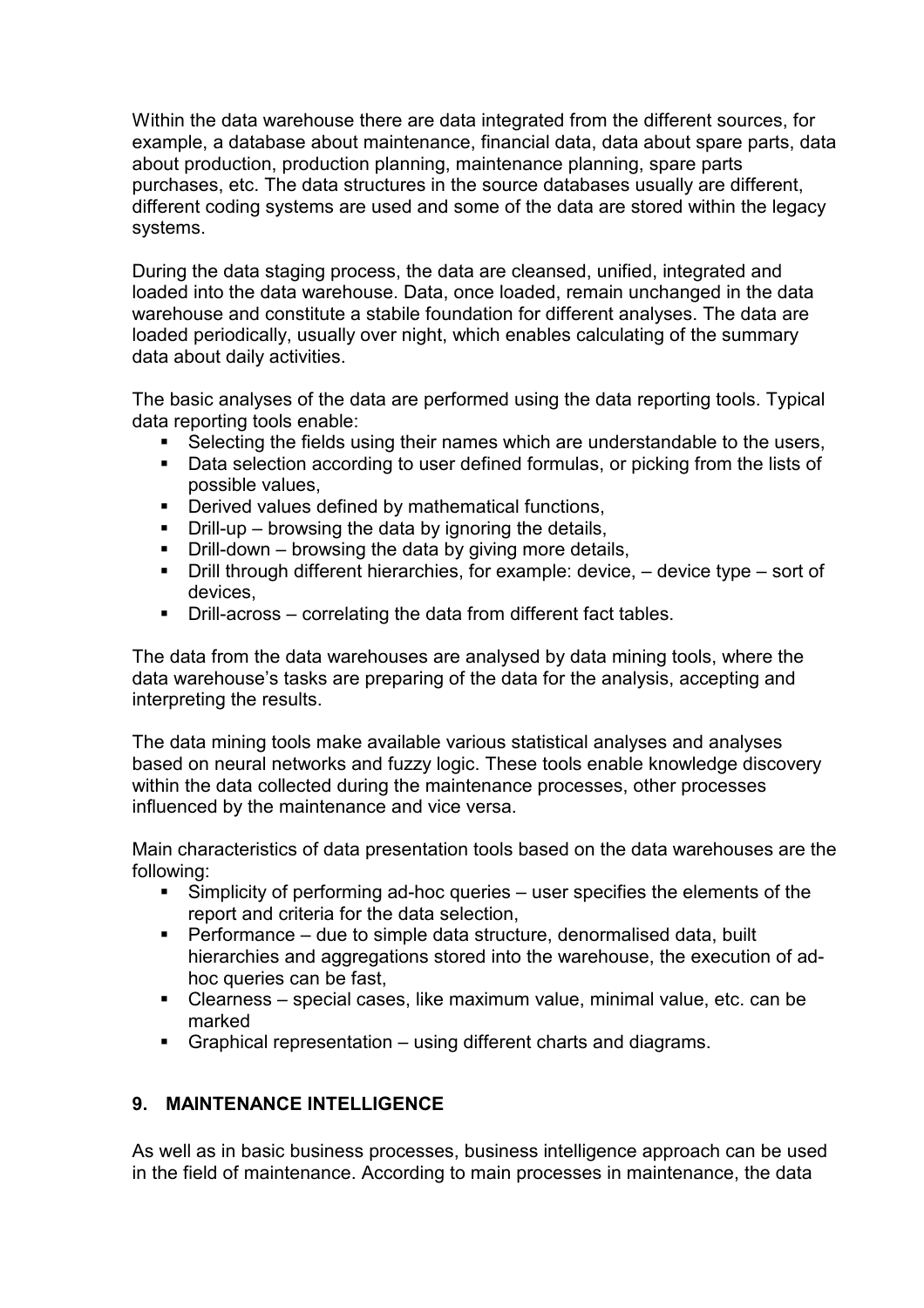Within the data warehouse there are data integrated from the different sources, for example, a database about maintenance, financial data, data about spare parts, data about production, production planning, maintenance planning, spare parts purchases, etc. The data structures in the source databases usually are different, different coding systems are used and some of the data are stored within the legacy systems.

During the data staging process, the data are cleansed, unified, integrated and loaded into the data warehouse. Data, once loaded, remain unchanged in the data warehouse and constitute a stabile foundation for different analyses. The data are loaded periodically, usually over night, which enables calculating of the summary data about daily activities.

The basic analyses of the data are performed using the data reporting tools. Typical data reporting tools enable:

- Selecting the fields using their names which are understandable to the users,
- Data selection according to user defined formulas, or picking from the lists of possible values,
- Derived values defined by mathematical functions,
- Drill-up – browsing the data by ignoring the details,
- Drill-down – browsing the data by giving more details,
- Drill through different hierarchies, for example: device, – device type – sort of devices,
- Drill-across – correlating the data from different fact tables.

The data from the data warehouses are analysed by data mining tools, where the data warehouse's tasks are preparing of the data for the analysis, accepting and interpreting the results.

The data mining tools make available various statistical analyses and analyses based on neural networks and fuzzy logic. These tools enable knowledge discovery within the data collected during the maintenance processes, other processes influenced by the maintenance and vice versa.

Main characteristics of data presentation tools based on the data warehouses are the following:

- Simplicity of performing ad-hoc queries – user specifies the elements of the report and criteria for the data selection,
- Performance – due to simple data structure, denormalised data, built hierarchies and aggregations stored into the warehouse, the execution of ad-hoc queries can be fast,
- Clearness – special cases, like maximum value, minimal value, etc. can be marked
- Graphical representation – using different charts and diagrams.

## 9. MAINTENANCE INTELLIGENCE

As well as in basic business processes, business intelligence approach can be used in the field of maintenance. According to main processes in maintenance, the data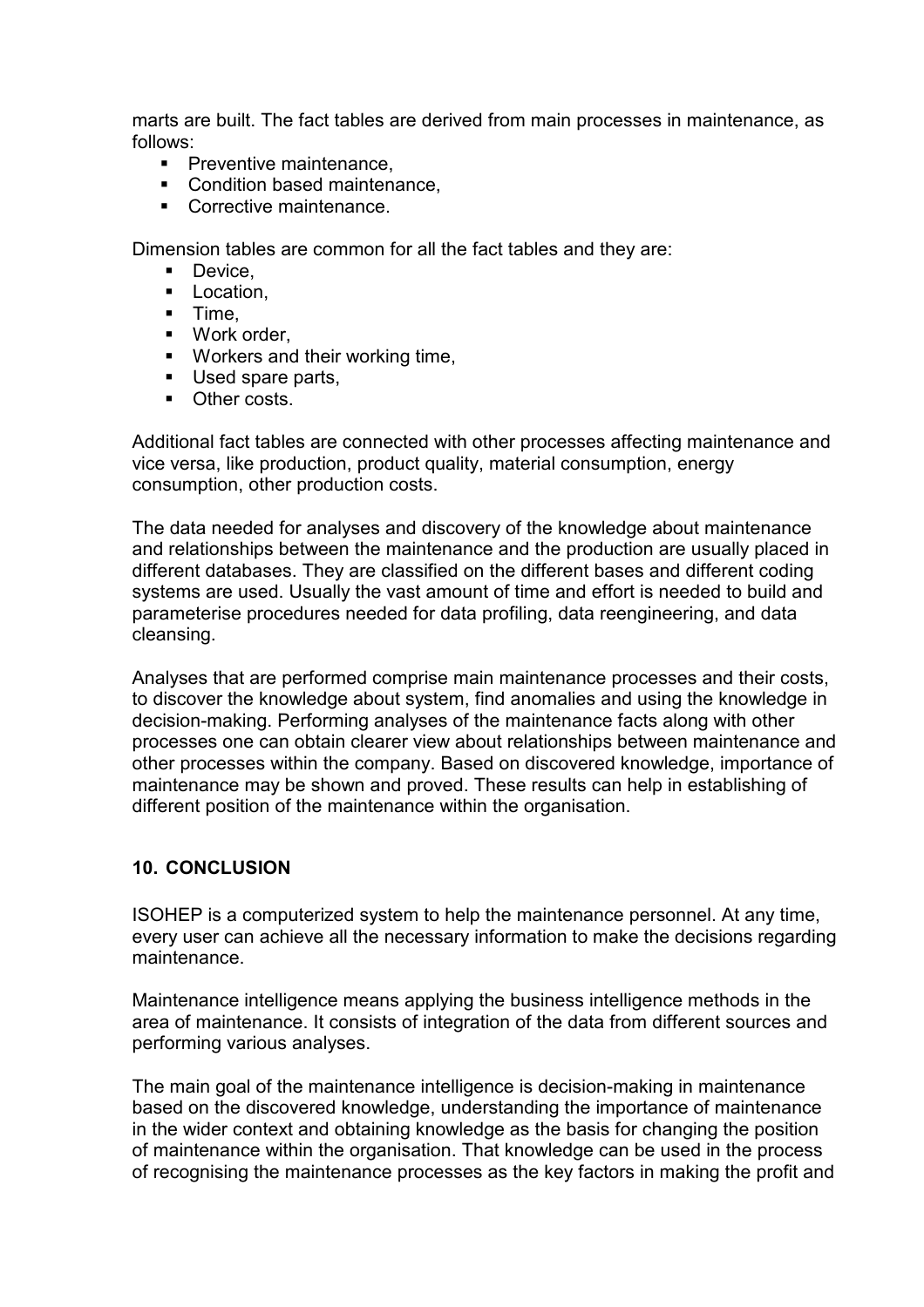marts are built. The fact tables are derived from main processes in maintenance, as follows:

- Preventive maintenance,
- Condition based maintenance,
- Corrective maintenance.

Dimension tables are common for all the fact tables and they are:

- Device,
- Location,
- Time,
- Work order,
- Workers and their working time,
- Used spare parts,
- Other costs.

Additional fact tables are connected with other processes affecting maintenance and vice versa, like production, product quality, material consumption, energy consumption, other production costs.

The data needed for analyses and discovery of the knowledge about maintenance and relationships between the maintenance and the production are usually placed in different databases. They are classified on the different bases and different coding systems are used. Usually the vast amount of time and effort is needed to build and parameterise procedures needed for data profiling, data reengineering, and data cleansing.

Analyses that are performed comprise main maintenance processes and their costs, to discover the knowledge about system, find anomalies and using the knowledge in decision-making. Performing analyses of the maintenance facts along with other processes one can obtain clearer view about relationships between maintenance and other processes within the company. Based on discovered knowledge, importance of maintenance may be shown and proved. These results can help in establishing of different position of the maintenance within the organisation.

## 10. CONCLUSION

ISOHEP is a computerized system to help the maintenance personnel. At any time, every user can achieve all the necessary information to make the decisions regarding maintenance.

Maintenance intelligence means applying the business intelligence methods in the area of maintenance. It consists of integration of the data from different sources and performing various analyses.

The main goal of the maintenance intelligence is decision-making in maintenance based on the discovered knowledge, understanding the importance of maintenance in the wider context and obtaining knowledge as the basis for changing the position of maintenance within the organisation. That knowledge can be used in the process of recognising the maintenance processes as the key factors in making the profit and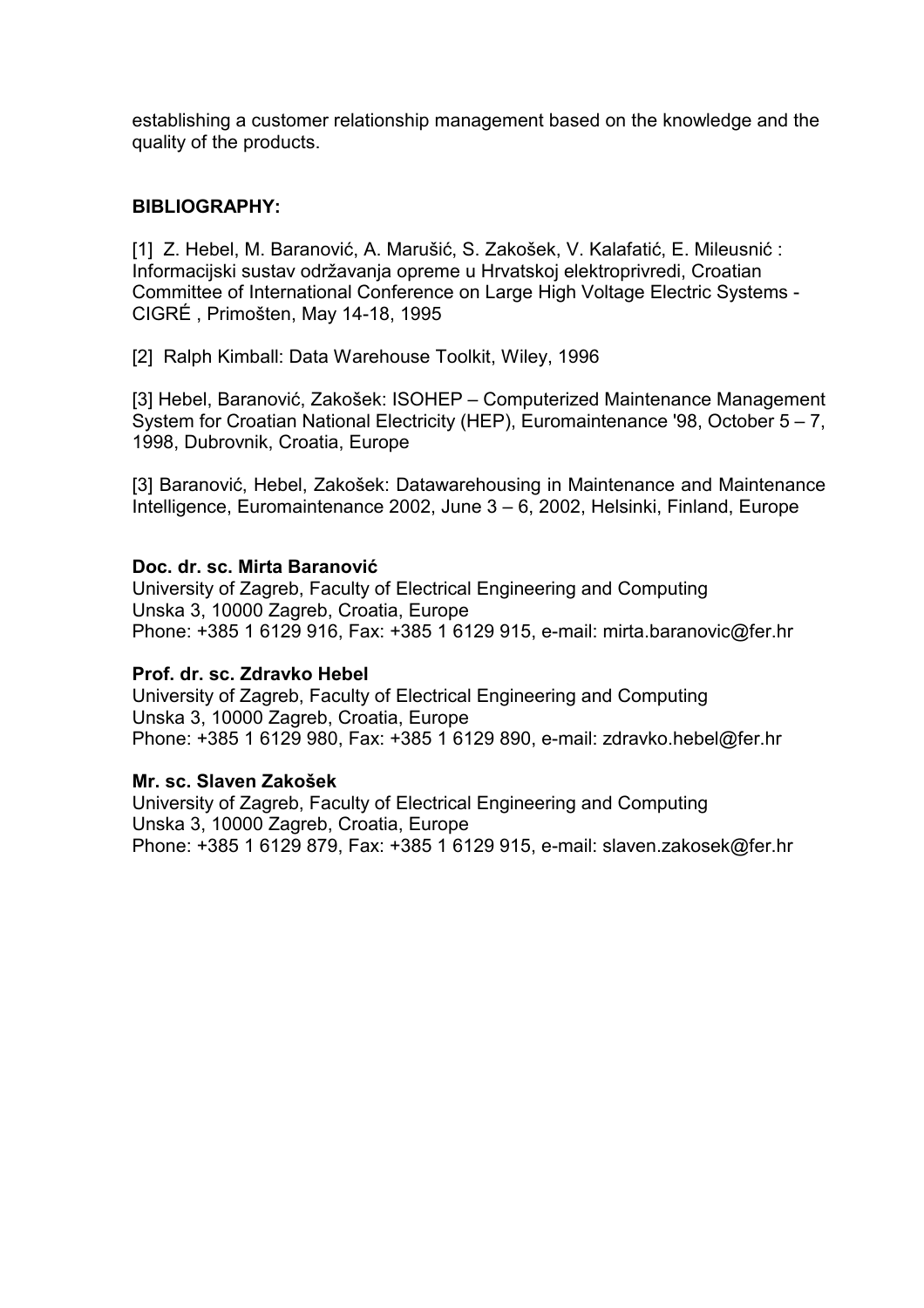establishing a customer relationship management based on the knowledge and the quality of the products.

**BIBLIOGRAPHY:**

[1] Z. Hebel, M. Baranović, A. Marušić, S. Zakošek, V. Kalafatić, E. Mileusnić : Informacijski sustav održavanja opreme u Hrvatskoj elektroprivredi, Croatian Committee of International Conference on Large High Voltage Electric Systems - CIGRÉ , Primošten, May 14-18, 1995

[2] Ralph Kimball: Data Warehouse Toolkit, Wiley, 1996

[3] Hebel, Baranović, Zakošek: ISOHEP – Computerized Maintenance Management System for Croatian National Electricity (HEP), Euromaintenance '98, October 5 – 7, 1998, Dubrovnik, Croatia, Europe

[3] Baranović, Hebel, Zakošek: Datawarehousing in Maintenance and Maintenance Intelligence, Euromaintenance 2002, June 3 – 6, 2002, Helsinki, Finland, Europe

**Doc. dr. sc. Mirta Baranović**
University of Zagreb, Faculty of Electrical Engineering and Computing
Unska 3, 10000 Zagreb, Croatia, Europe
Phone: +385 1 6129 916, Fax: +385 1 6129 915, e-mail: mirta.baranovic@fer.hr

**Prof. dr. sc. Zdravko Hebel**
University of Zagreb, Faculty of Electrical Engineering and Computing
Unska 3, 10000 Zagreb, Croatia, Europe
Phone: +385 1 6129 980, Fax: +385 1 6129 890, e-mail: zdravko.hebel@fer.hr

**Mr. sc. Slaven Zakošek**
University of Zagreb, Faculty of Electrical Engineering and Computing
Unska 3, 10000 Zagreb, Croatia, Europe
Phone: +385 1 6129 879, Fax: +385 1 6129 915, e-mail: slaven.zakosek@fer.hr